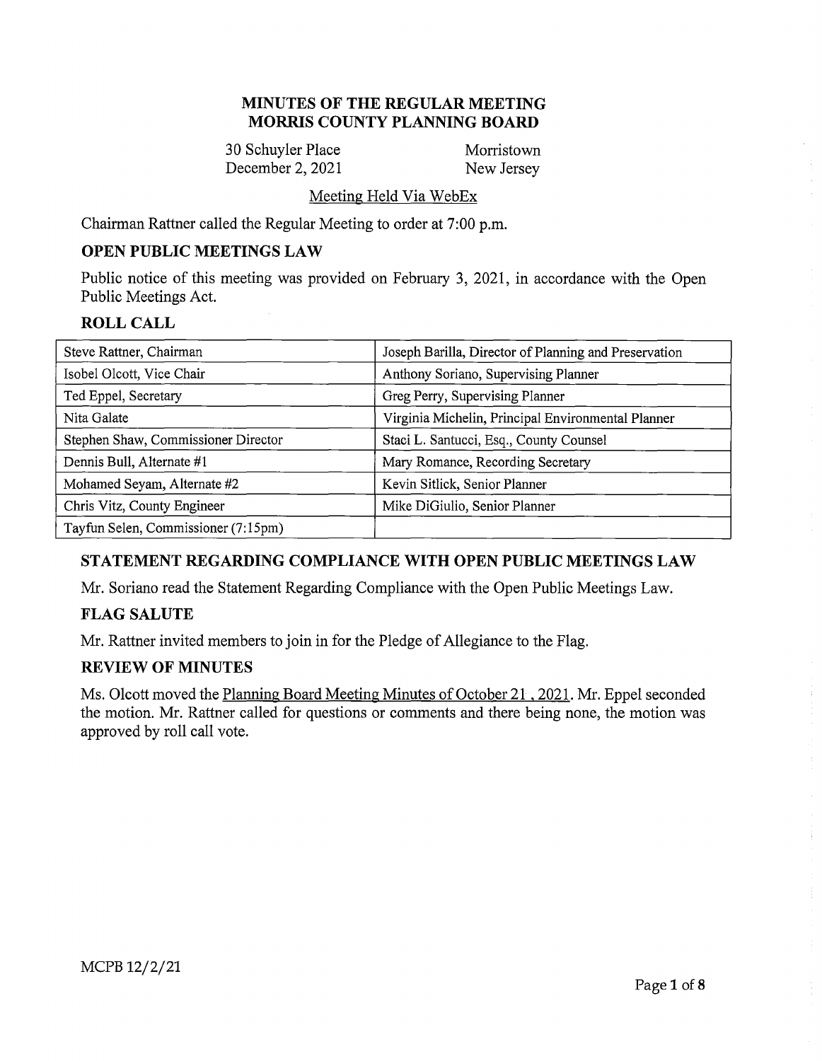# MINUTES OF THE REGULAR MEETING
# MORRIS COUNTY PLANNING BOARD

30 Schuyler Place — Morristown
December 2, 2021 — New Jersey

Meeting Held Via WebEx

Chairman Rattner called the Regular Meeting to order at 7:00 p.m.

## OPEN PUBLIC MEETINGS LAW

Public notice of this meeting was provided on February 3, 2021, in accordance with the Open Public Meetings Act.

## ROLL CALL

| | |
|---|---|
| Steve Rattner, Chairman | Joseph Barilla, Director of Planning and Preservation |
| Isobel Olcott, Vice Chair | Anthony Soriano, Supervising Planner |
| Ted Eppel, Secretary | Greg Perry, Supervising Planner |
| Nita Galate | Virginia Michelin, Principal Environmental Planner |
| Stephen Shaw, Commissioner Director | Staci L. Santucci, Esq., County Counsel |
| Dennis Bull, Alternate #1 | Mary Romance, Recording Secretary |
| Mohamed Seyam, Alternate #2 | Kevin Sitlick, Senior Planner |
| Chris Vitz, County Engineer | Mike DiGiulio, Senior Planner |
| Tayfun Selen, Commissioner (7:15pm) | |

## STATEMENT REGARDING COMPLIANCE WITH OPEN PUBLIC MEETINGS LAW

Mr. Soriano read the Statement Regarding Compliance with the Open Public Meetings Law.

## FLAG SALUTE

Mr. Rattner invited members to join in for the Pledge of Allegiance to the Flag.

## REVIEW OF MINUTES

Ms. Olcott moved the Planning Board Meeting Minutes of October 21 , 2021. Mr. Eppel seconded the motion. Mr. Rattner called for questions or comments and there being none, the motion was approved by roll call vote.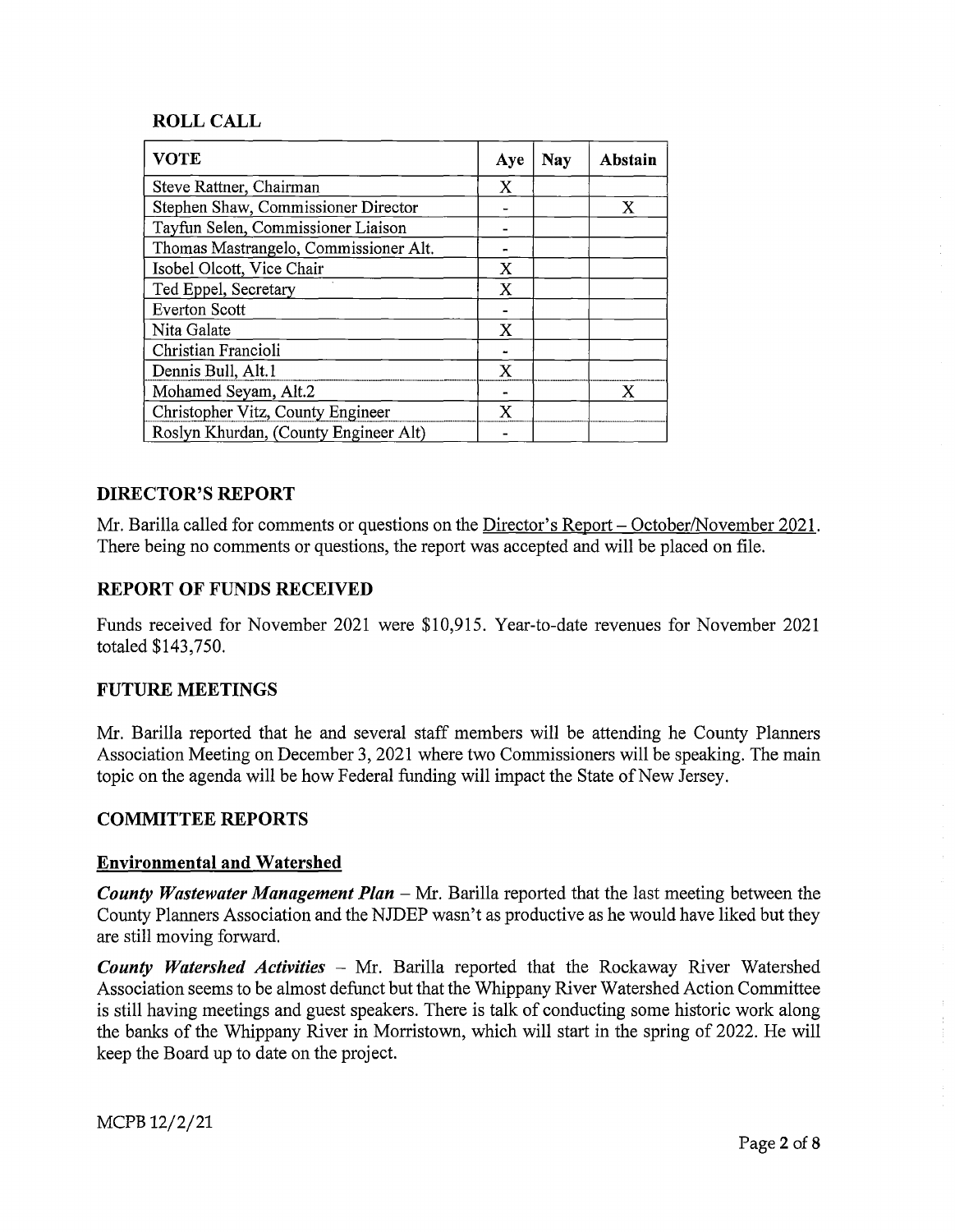## ROLL CALL

| VOTE | Aye | Nay | Abstain |
|---|---|---|---|
| Steve Rattner, Chairman | X | | |
| Stephen Shaw, Commissioner Director | - | | X |
| Tayfun Selen, Commissioner Liaison | - | | |
| Thomas Mastrangelo, Commissioner Alt. | - | | |
| Isobel Olcott, Vice Chair | X | | |
| Ted Eppel, Secretary | X | | |
| Everton Scott | - | | |
| Nita Galate | X | | |
| Christian Francioli | - | | |
| Dennis Bull, Alt.1 | X | | |
| Mohamed Seyam, Alt.2 | - | | X |
| Christopher Vitz, County Engineer | X | | |
| Roslyn Khurdan, (County Engineer Alt) | - | | |

## DIRECTOR'S REPORT

Mr. Barilla called for comments or questions on the Director's Report – October/November 2021. There being no comments or questions, the report was accepted and will be placed on file.

## REPORT OF FUNDS RECEIVED

Funds received for November 2021 were $10,915. Year-to-date revenues for November 2021 totaled $143,750.

## FUTURE MEETINGS

Mr. Barilla reported that he and several staff members will be attending he County Planners Association Meeting on December 3, 2021 where two Commissioners will be speaking. The main topic on the agenda will be how Federal funding will impact the State of New Jersey.

## COMMITTEE REPORTS

### Environmental and Watershed

***County Wastewater Management Plan*** – Mr. Barilla reported that the last meeting between the County Planners Association and the NJDEP wasn't as productive as he would have liked but they are still moving forward.

***County Watershed Activities*** – Mr. Barilla reported that the Rockaway River Watershed Association seems to be almost defunct but that the Whippany River Watershed Action Committee is still having meetings and guest speakers. There is talk of conducting some historic work along the banks of the Whippany River in Morristown, which will start in the spring of 2022. He will keep the Board up to date on the project.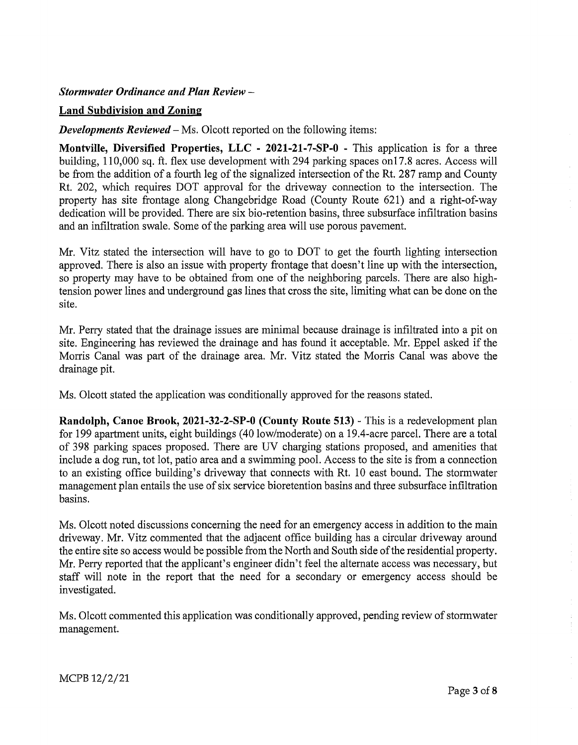***Stormwater Ordinance and Plan Review –***

**Land Subdivision and Zoning**

***Developments Reviewed*** – Ms. Olcott reported on the following items:

**Montville, Diversified Properties, LLC - 2021-21-7-SP-0** - This application is for a three building, 110,000 sq. ft. flex use development with 294 parking spaces on17.8 acres. Access will be from the addition of a fourth leg of the signalized intersection of the Rt. 287 ramp and County Rt. 202, which requires DOT approval for the driveway connection to the intersection. The property has site frontage along Changebridge Road (County Route 621) and a right-of-way dedication will be provided. There are six bio-retention basins, three subsurface infiltration basins and an infiltration swale. Some of the parking area will use porous pavement.

Mr. Vitz stated the intersection will have to go to DOT to get the fourth lighting intersection approved. There is also an issue with property frontage that doesn't line up with the intersection, so property may have to be obtained from one of the neighboring parcels. There are also high-tension power lines and underground gas lines that cross the site, limiting what can be done on the site.

Mr. Perry stated that the drainage issues are minimal because drainage is infiltrated into a pit on site. Engineering has reviewed the drainage and has found it acceptable. Mr. Eppel asked if the Morris Canal was part of the drainage area. Mr. Vitz stated the Morris Canal was above the drainage pit.

Ms. Olcott stated the application was conditionally approved for the reasons stated.

**Randolph, Canoe Brook, 2021-32-2-SP-0 (County Route 513)** - This is a redevelopment plan for 199 apartment units, eight buildings (40 low/moderate) on a 19.4-acre parcel. There are a total of 398 parking spaces proposed. There are UV charging stations proposed, and amenities that include a dog run, tot lot, patio area and a swimming pool. Access to the site is from a connection to an existing office building's driveway that connects with Rt. 10 east bound. The stormwater management plan entails the use of six service bioretention basins and three subsurface infiltration basins.

Ms. Olcott noted discussions concerning the need for an emergency access in addition to the main driveway. Mr. Vitz commented that the adjacent office building has a circular driveway around the entire site so access would be possible from the North and South side of the residential property. Mr. Perry reported that the applicant's engineer didn't feel the alternate access was necessary, but staff will note in the report that the need for a secondary or emergency access should be investigated.

Ms. Olcott commented this application was conditionally approved, pending review of stormwater management.

MCPB 12/2/21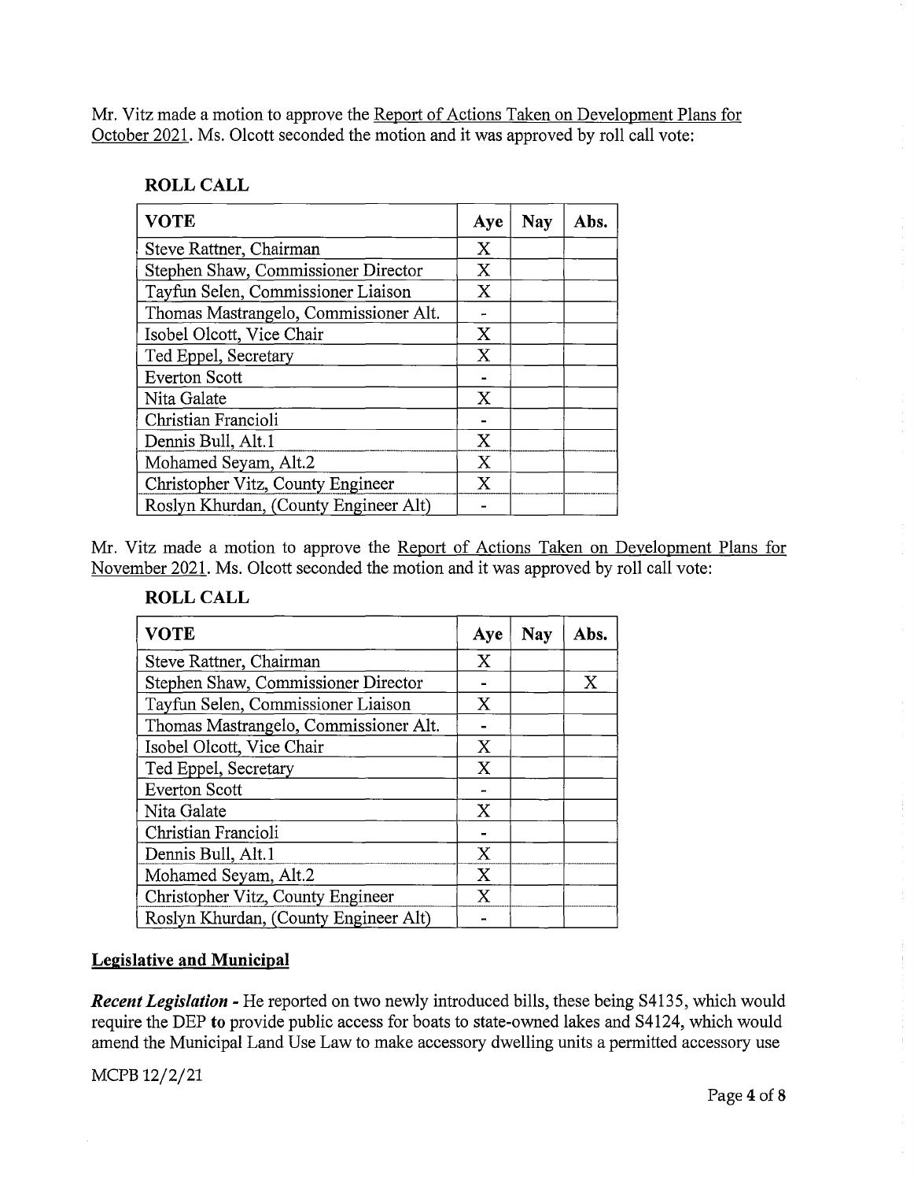Mr. Vitz made a motion to approve the Report of Actions Taken on Development Plans for October 2021. Ms. Olcott seconded the motion and it was approved by roll call vote:

**ROLL CALL**

| VOTE | Aye | Nay | Abs. |
|---|---|---|---|
| Steve Rattner, Chairman | X | | |
| Stephen Shaw, Commissioner Director | X | | |
| Tayfun Selen, Commissioner Liaison | X | | |
| Thomas Mastrangelo, Commissioner Alt. | - | | |
| Isobel Olcott, Vice Chair | X | | |
| Ted Eppel, Secretary | X | | |
| Everton Scott | - | | |
| Nita Galate | X | | |
| Christian Francioli | - | | |
| Dennis Bull, Alt.1 | X | | |
| Mohamed Seyam, Alt.2 | X | | |
| Christopher Vitz, County Engineer | X | | |
| Roslyn Khurdan, (County Engineer Alt) | - | | |

Mr. Vitz made a motion to approve the Report of Actions Taken on Development Plans for November 2021. Ms. Olcott seconded the motion and it was approved by roll call vote:

**ROLL CALL**

| VOTE | Aye | Nay | Abs. |
|---|---|---|---|
| Steve Rattner, Chairman | X | | |
| Stephen Shaw, Commissioner Director | - | | X |
| Tayfun Selen, Commissioner Liaison | X | | |
| Thomas Mastrangelo, Commissioner Alt. | - | | |
| Isobel Olcott, Vice Chair | X | | |
| Ted Eppel, Secretary | X | | |
| Everton Scott | - | | |
| Nita Galate | X | | |
| Christian Francioli | - | | |
| Dennis Bull, Alt.1 | X | | |
| Mohamed Seyam, Alt.2 | X | | |
| Christopher Vitz, County Engineer | X | | |
| Roslyn Khurdan, (County Engineer Alt) | - | | |

**Legislative and Municipal**

***Recent Legislation*** **-** He reported on two newly introduced bills, these being S4135, which would require the DEP **to** provide public access for boats to state-owned lakes and S4124, which would amend the Municipal Land Use Law to make accessory dwelling units a permitted accessory use

MCPB 12/2/21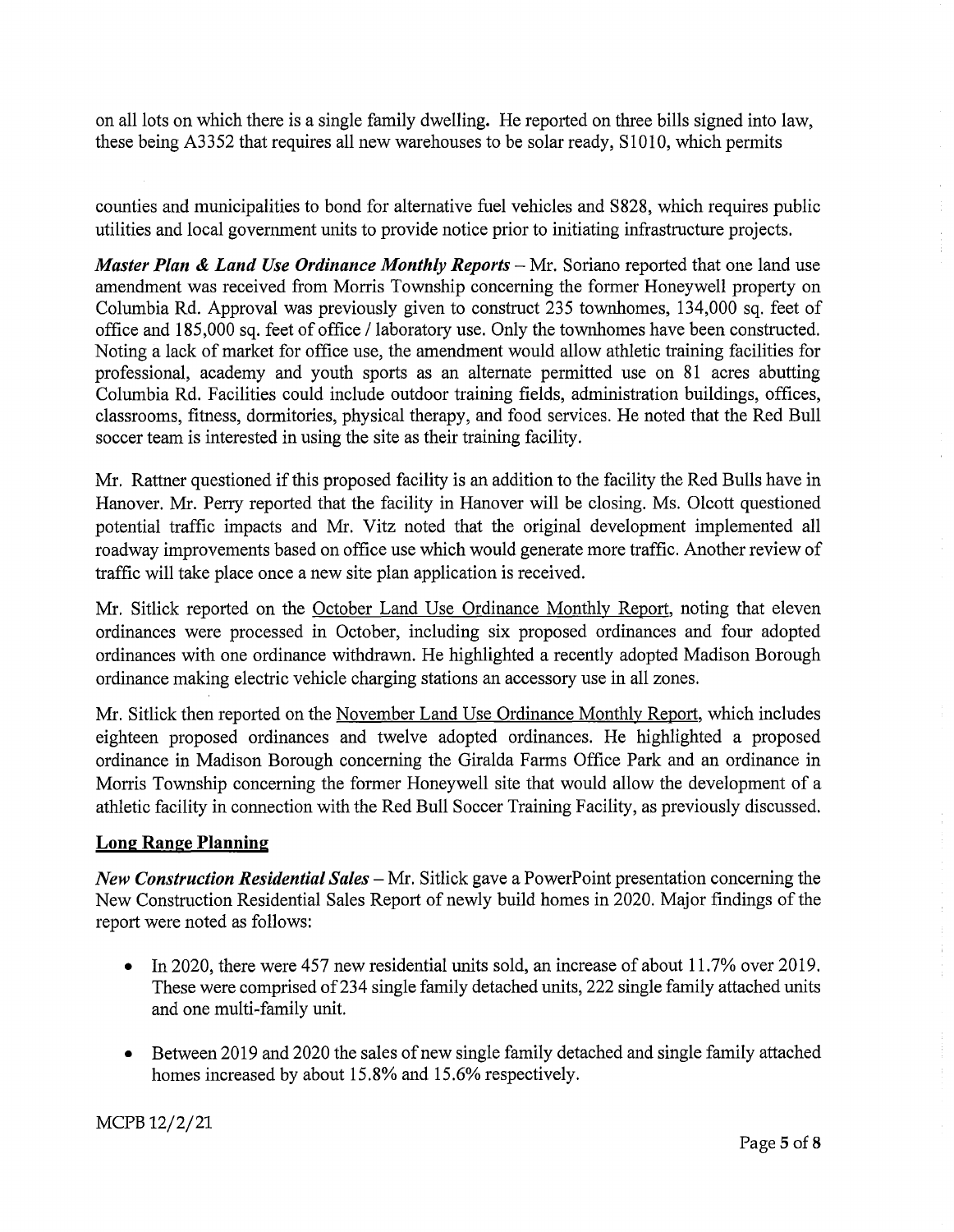on all lots on which there is a single family dwelling. He reported on three bills signed into law, these being A3352 that requires all new warehouses to be solar ready, S1010, which permits

counties and municipalities to bond for alternative fuel vehicles and S828, which requires public utilities and local government units to provide notice prior to initiating infrastructure projects.

***Master Plan & Land Use Ordinance Monthly Reports*** – Mr. Soriano reported that one land use amendment was received from Morris Township concerning the former Honeywell property on Columbia Rd. Approval was previously given to construct 235 townhomes, 134,000 sq. feet of office and 185,000 sq. feet of office / laboratory use. Only the townhomes have been constructed. Noting a lack of market for office use, the amendment would allow athletic training facilities for professional, academy and youth sports as an alternate permitted use on 81 acres abutting Columbia Rd. Facilities could include outdoor training fields, administration buildings, offices, classrooms, fitness, dormitories, physical therapy, and food services. He noted that the Red Bull soccer team is interested in using the site as their training facility.

Mr. Rattner questioned if this proposed facility is an addition to the facility the Red Bulls have in Hanover. Mr. Perry reported that the facility in Hanover will be closing. Ms. Olcott questioned potential traffic impacts and Mr. Vitz noted that the original development implemented all roadway improvements based on office use which would generate more traffic. Another review of traffic will take place once a new site plan application is received.

Mr. Sitlick reported on the <u>October Land Use Ordinance Monthly Report</u>, noting that eleven ordinances were processed in October, including six proposed ordinances and four adopted ordinances with one ordinance withdrawn. He highlighted a recently adopted Madison Borough ordinance making electric vehicle charging stations an accessory use in all zones.

Mr. Sitlick then reported on the <u>November Land Use Ordinance Monthly Report</u>, which includes eighteen proposed ordinances and twelve adopted ordinances. He highlighted a proposed ordinance in Madison Borough concerning the Giralda Farms Office Park and an ordinance in Morris Township concerning the former Honeywell site that would allow the development of a athletic facility in connection with the Red Bull Soccer Training Facility, as previously discussed.

## Long Range Planning

***New Construction Residential Sales*** – Mr. Sitlick gave a PowerPoint presentation concerning the New Construction Residential Sales Report of newly build homes in 2020. Major findings of the report were noted as follows:

- In 2020, there were 457 new residential units sold, an increase of about 11.7% over 2019. These were comprised of 234 single family detached units, 222 single family attached units and one multi-family unit.
- Between 2019 and 2020 the sales of new single family detached and single family attached homes increased by about 15.8% and 15.6% respectively.

MCPB 12/2/21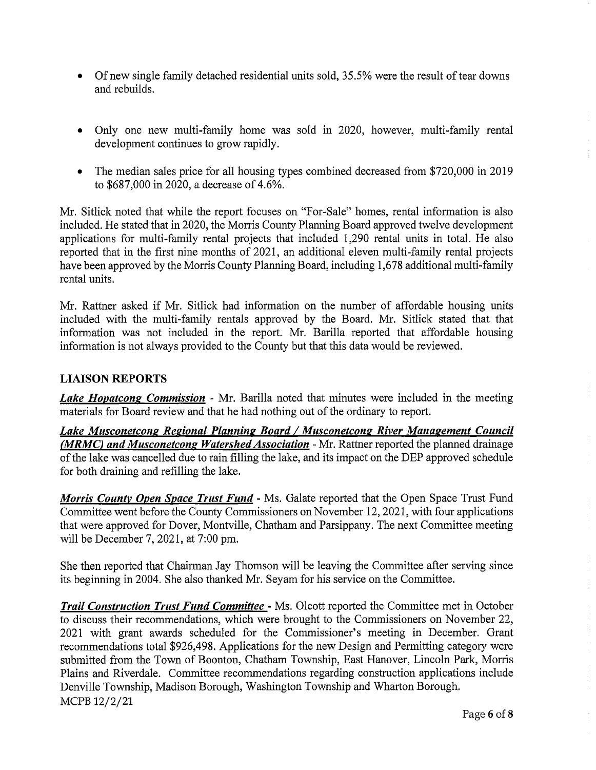- Of new single family detached residential units sold, 35.5% were the result of tear downs and rebuilds.

- Only one new multi-family home was sold in 2020, however, multi-family rental development continues to grow rapidly.

- The median sales price for all housing types combined decreased from $720,000 in 2019 to $687,000 in 2020, a decrease of 4.6%.

Mr. Sitlick noted that while the report focuses on "For-Sale" homes, rental information is also included. He stated that in 2020, the Morris County Planning Board approved twelve development applications for multi-family rental projects that included 1,290 rental units in total. He also reported that in the first nine months of 2021, an additional eleven multi-family rental projects have been approved by the Morris County Planning Board, including 1,678 additional multi-family rental units.

Mr. Rattner asked if Mr. Sitlick had information on the number of affordable housing units included with the multi-family rentals approved by the Board. Mr. Sitlick stated that that information was not included in the report. Mr. Barilla reported that affordable housing information is not always provided to the County but that this data would be reviewed.

## LIAISON REPORTS

***Lake Hopatcong Commission*** - Mr. Barilla noted that minutes were included in the meeting materials for Board review and that he had nothing out of the ordinary to report.

***Lake Musconetcong Regional Planning Board / Musconetcong River Management Council (MRMC) and Musconetcong Watershed Association*** - Mr. Rattner reported the planned drainage of the lake was cancelled due to rain filling the lake, and its impact on the DEP approved schedule for both draining and refilling the lake.

***Morris County Open Space Trust Fund*** - Ms. Galate reported that the Open Space Trust Fund Committee went before the County Commissioners on November 12, 2021, with four applications that were approved for Dover, Montville, Chatham and Parsippany. The next Committee meeting will be December 7, 2021, at 7:00 pm.

She then reported that Chairman Jay Thomson will be leaving the Committee after serving since its beginning in 2004. She also thanked Mr. Seyam for his service on the Committee.

***Trail Construction Trust Fund Committee*** - Ms. Olcott reported the Committee met in October to discuss their recommendations, which were brought to the Commissioners on November 22, 2021 with grant awards scheduled for the Commissioner's meeting in December. Grant recommendations total $926,498. Applications for the new Design and Permitting category were submitted from the Town of Boonton, Chatham Township, East Hanover, Lincoln Park, Morris Plains and Riverdale. Committee recommendations regarding construction applications include Denville Township, Madison Borough, Washington Township and Wharton Borough.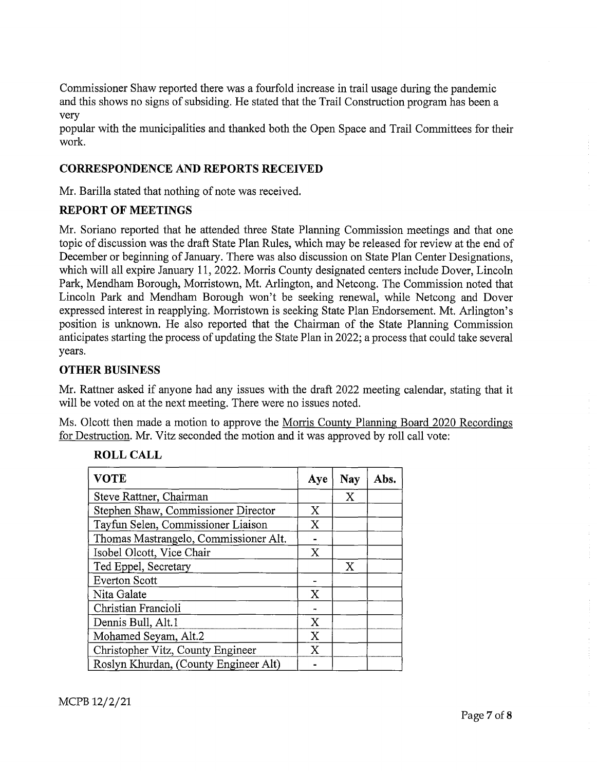Commissioner Shaw reported there was a fourfold increase in trail usage during the pandemic and this shows no signs of subsiding. He stated that the Trail Construction program has been a very popular with the municipalities and thanked both the Open Space and Trail Committees for their work.

## CORRESPONDENCE AND REPORTS RECEIVED

Mr. Barilla stated that nothing of note was received.

## REPORT OF MEETINGS

Mr. Soriano reported that he attended three State Planning Commission meetings and that one topic of discussion was the draft State Plan Rules, which may be released for review at the end of December or beginning of January. There was also discussion on State Plan Center Designations, which will all expire January 11, 2022. Morris County designated centers include Dover, Lincoln Park, Mendham Borough, Morristown, Mt. Arlington, and Netcong. The Commission noted that Lincoln Park and Mendham Borough won't be seeking renewal, while Netcong and Dover expressed interest in reapplying. Morristown is seeking State Plan Endorsement. Mt. Arlington's position is unknown. He also reported that the Chairman of the State Planning Commission anticipates starting the process of updating the State Plan in 2022; a process that could take several years.

## OTHER BUSINESS

Mr. Rattner asked if anyone had any issues with the draft 2022 meeting calendar, stating that it will be voted on at the next meeting. There were no issues noted.

Ms. Olcott then made a motion to approve the Morris County Planning Board 2020 Recordings for Destruction. Mr. Vitz seconded the motion and it was approved by roll call vote:

**ROLL CALL**

| VOTE | Aye | Nay | Abs. |
|---|---|---|---|
| Steve Rattner, Chairman | | X | |
| Stephen Shaw, Commissioner Director | X | | |
| Tayfun Selen, Commissioner Liaison | X | | |
| Thomas Mastrangelo, Commissioner Alt. | - | | |
| Isobel Olcott, Vice Chair | X | | |
| Ted Eppel, Secretary | | X | |
| Everton Scott | - | | |
| Nita Galate | X | | |
| Christian Francioli | - | | |
| Dennis Bull, Alt.1 | X | | |
| Mohamed Seyam, Alt.2 | X | | |
| Christopher Vitz, County Engineer | X | | |
| Roslyn Khurdan, (County Engineer Alt) | - | | |

MCPB 12/2/21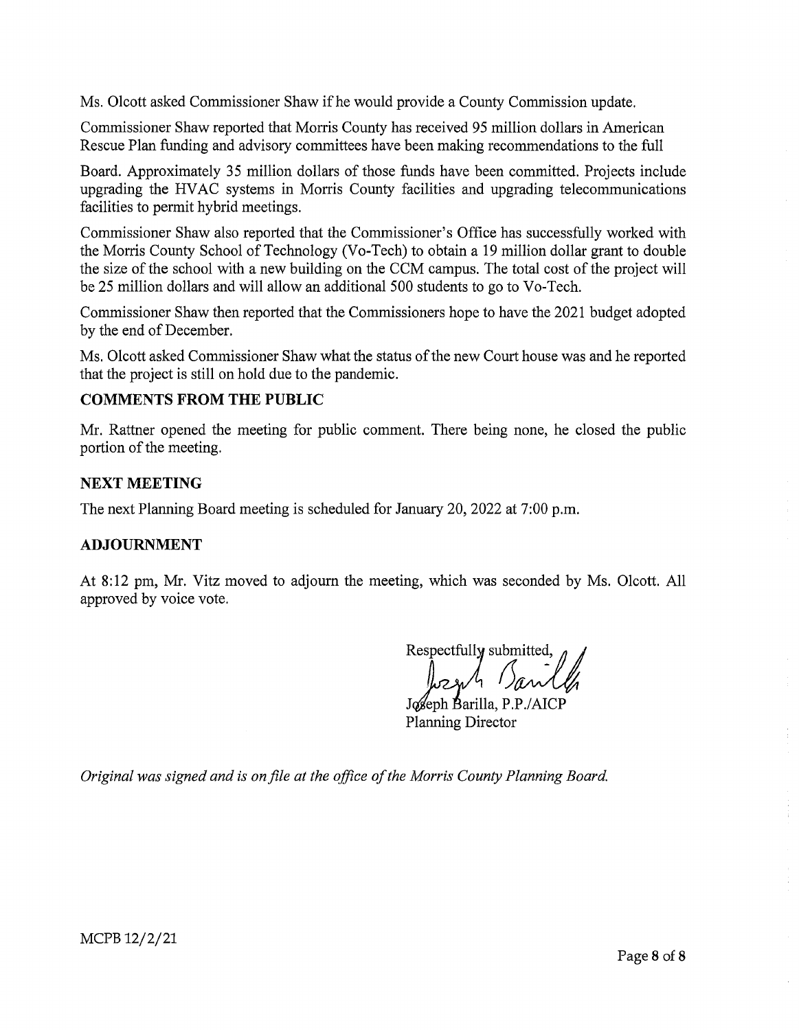Ms. Olcott asked Commissioner Shaw if he would provide a County Commission update.

Commissioner Shaw reported that Morris County has received 95 million dollars in American Rescue Plan funding and advisory committees have been making recommendations to the full Board. Approximately 35 million dollars of those funds have been committed. Projects include upgrading the HVAC systems in Morris County facilities and upgrading telecommunications facilities to permit hybrid meetings.

Commissioner Shaw also reported that the Commissioner's Office has successfully worked with the Morris County School of Technology (Vo-Tech) to obtain a 19 million dollar grant to double the size of the school with a new building on the CCM campus. The total cost of the project will be 25 million dollars and will allow an additional 500 students to go to Vo-Tech.

Commissioner Shaw then reported that the Commissioners hope to have the 2021 budget adopted by the end of December.

Ms. Olcott asked Commissioner Shaw what the status of the new Court house was and he reported that the project is still on hold due to the pandemic.

## COMMENTS FROM THE PUBLIC

Mr. Rattner opened the meeting for public comment. There being none, he closed the public portion of the meeting.

## NEXT MEETING

The next Planning Board meeting is scheduled for January 20, 2022 at 7:00 p.m.

## ADJOURNMENT

At 8:12 pm, Mr. Vitz moved to adjourn the meeting, which was seconded by Ms. Olcott. All approved by voice vote.

Respectfully submitted,

Joseph Barilla, P.P./AICP
Planning Director

*Original was signed and is on file at the office of the Morris County Planning Board.*

MCPB 12/2/21